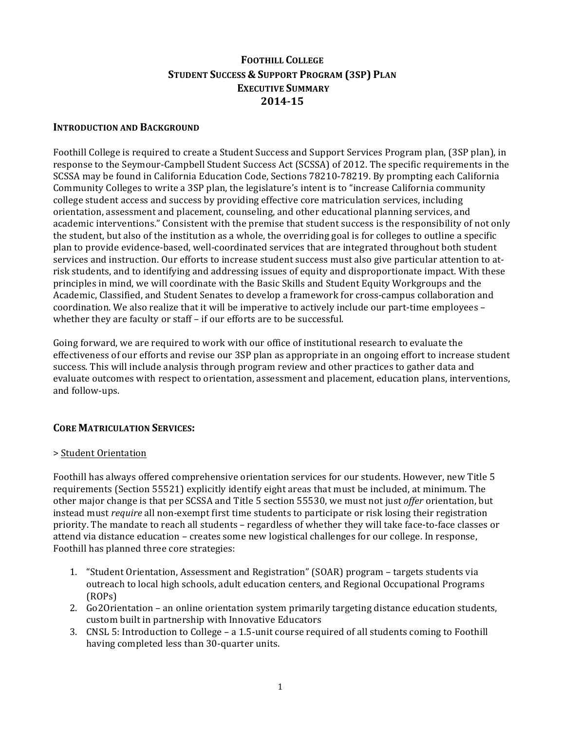# FOOTHILL COLLEGE
# STUDENT SUCCESS & SUPPORT PROGRAM (3SP) PLAN
# EXECUTIVE SUMMARY
# 2014-15

## INTRODUCTION AND BACKGROUND

Foothill College is required to create a Student Success and Support Services Program plan, (3SP plan), in response to the Seymour-Campbell Student Success Act (SCSSA) of 2012. The specific requirements in the SCSSA may be found in California Education Code, Sections 78210-78219. By prompting each California Community Colleges to write a 3SP plan, the legislature's intent is to "increase California community college student access and success by providing effective core matriculation services, including orientation, assessment and placement, counseling, and other educational planning services, and academic interventions." Consistent with the premise that student success is the responsibility of not only the student, but also of the institution as a whole, the overriding goal is for colleges to outline a specific plan to provide evidence-based, well-coordinated services that are integrated throughout both student services and instruction. Our efforts to increase student success must also give particular attention to at-risk students, and to identifying and addressing issues of equity and disproportionate impact. With these principles in mind, we will coordinate with the Basic Skills and Student Equity Workgroups and the Academic, Classified, and Student Senates to develop a framework for cross-campus collaboration and coordination. We also realize that it will be imperative to actively include our part-time employees – whether they are faculty or staff – if our efforts are to be successful.

Going forward, we are required to work with our office of institutional research to evaluate the effectiveness of our efforts and revise our 3SP plan as appropriate in an ongoing effort to increase student success. This will include analysis through program review and other practices to gather data and evaluate outcomes with respect to orientation, assessment and placement, education plans, interventions, and follow-ups.

## CORE MATRICULATION SERVICES:

> Student Orientation

Foothill has always offered comprehensive orientation services for our students. However, new Title 5 requirements (Section 55521) explicitly identify eight areas that must be included, at minimum. The other major change is that per SCSSA and Title 5 section 55530, we must not just *offer* orientation, but instead must *require* all non-exempt first time students to participate or risk losing their registration priority. The mandate to reach all students – regardless of whether they will take face-to-face classes or attend via distance education – creates some new logistical challenges for our college. In response, Foothill has planned three core strategies:

1. "Student Orientation, Assessment and Registration" (SOAR) program – targets students via outreach to local high schools, adult education centers, and Regional Occupational Programs (ROPs)
2. Go2Orientation – an online orientation system primarily targeting distance education students, custom built in partnership with Innovative Educators
3. CNSL 5: Introduction to College – a 1.5-unit course required of all students coming to Foothill having completed less than 30-quarter units.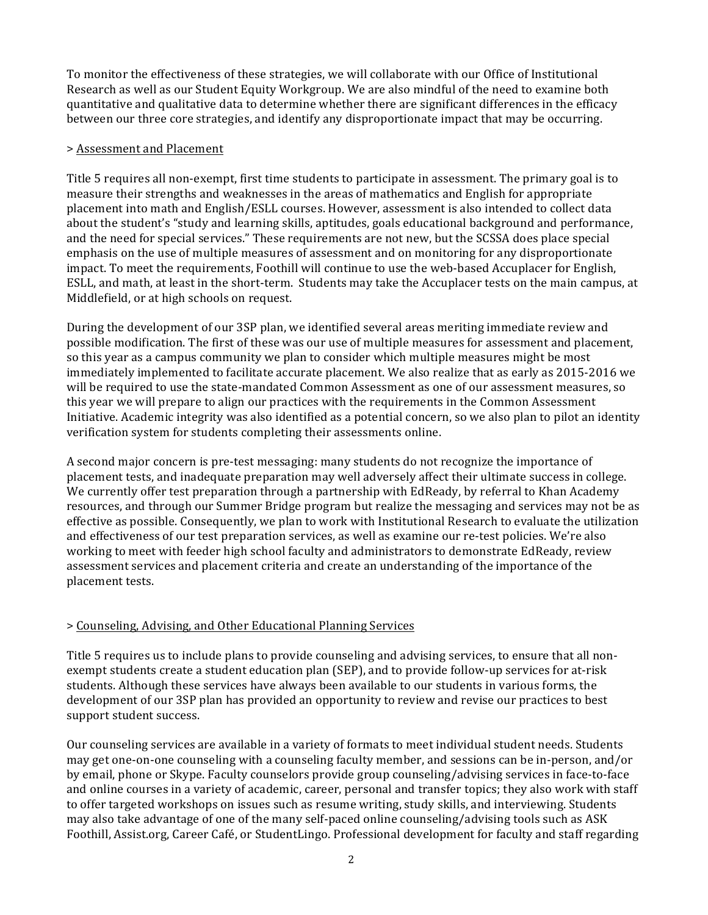To monitor the effectiveness of these strategies, we will collaborate with our Office of Institutional Research as well as our Student Equity Workgroup. We are also mindful of the need to examine both quantitative and qualitative data to determine whether there are significant differences in the efficacy between our three core strategies, and identify any disproportionate impact that may be occurring.

> Assessment and Placement

Title 5 requires all non-exempt, first time students to participate in assessment. The primary goal is to measure their strengths and weaknesses in the areas of mathematics and English for appropriate placement into math and English/ESLL courses. However, assessment is also intended to collect data about the student's "study and learning skills, aptitudes, goals educational background and performance, and the need for special services." These requirements are not new, but the SCSSA does place special emphasis on the use of multiple measures of assessment and on monitoring for any disproportionate impact. To meet the requirements, Foothill will continue to use the web-based Accuplacer for English, ESLL, and math, at least in the short-term. Students may take the Accuplacer tests on the main campus, at Middlefield, or at high schools on request.

During the development of our 3SP plan, we identified several areas meriting immediate review and possible modification. The first of these was our use of multiple measures for assessment and placement, so this year as a campus community we plan to consider which multiple measures might be most immediately implemented to facilitate accurate placement. We also realize that as early as 2015-2016 we will be required to use the state-mandated Common Assessment as one of our assessment measures, so this year we will prepare to align our practices with the requirements in the Common Assessment Initiative. Academic integrity was also identified as a potential concern, so we also plan to pilot an identity verification system for students completing their assessments online.

A second major concern is pre-test messaging: many students do not recognize the importance of placement tests, and inadequate preparation may well adversely affect their ultimate success in college. We currently offer test preparation through a partnership with EdReady, by referral to Khan Academy resources, and through our Summer Bridge program but realize the messaging and services may not be as effective as possible. Consequently, we plan to work with Institutional Research to evaluate the utilization and effectiveness of our test preparation services, as well as examine our re-test policies. We're also working to meet with feeder high school faculty and administrators to demonstrate EdReady, review assessment services and placement criteria and create an understanding of the importance of the placement tests.

> Counseling, Advising, and Other Educational Planning Services

Title 5 requires us to include plans to provide counseling and advising services, to ensure that all non-exempt students create a student education plan (SEP), and to provide follow-up services for at-risk students. Although these services have always been available to our students in various forms, the development of our 3SP plan has provided an opportunity to review and revise our practices to best support student success.

Our counseling services are available in a variety of formats to meet individual student needs. Students may get one-on-one counseling with a counseling faculty member, and sessions can be in-person, and/or by email, phone or Skype. Faculty counselors provide group counseling/advising services in face-to-face and online courses in a variety of academic, career, personal and transfer topics; they also work with staff to offer targeted workshops on issues such as resume writing, study skills, and interviewing. Students may also take advantage of one of the many self-paced online counseling/advising tools such as ASK Foothill, Assist.org, Career Café, or StudentLingo. Professional development for faculty and staff regarding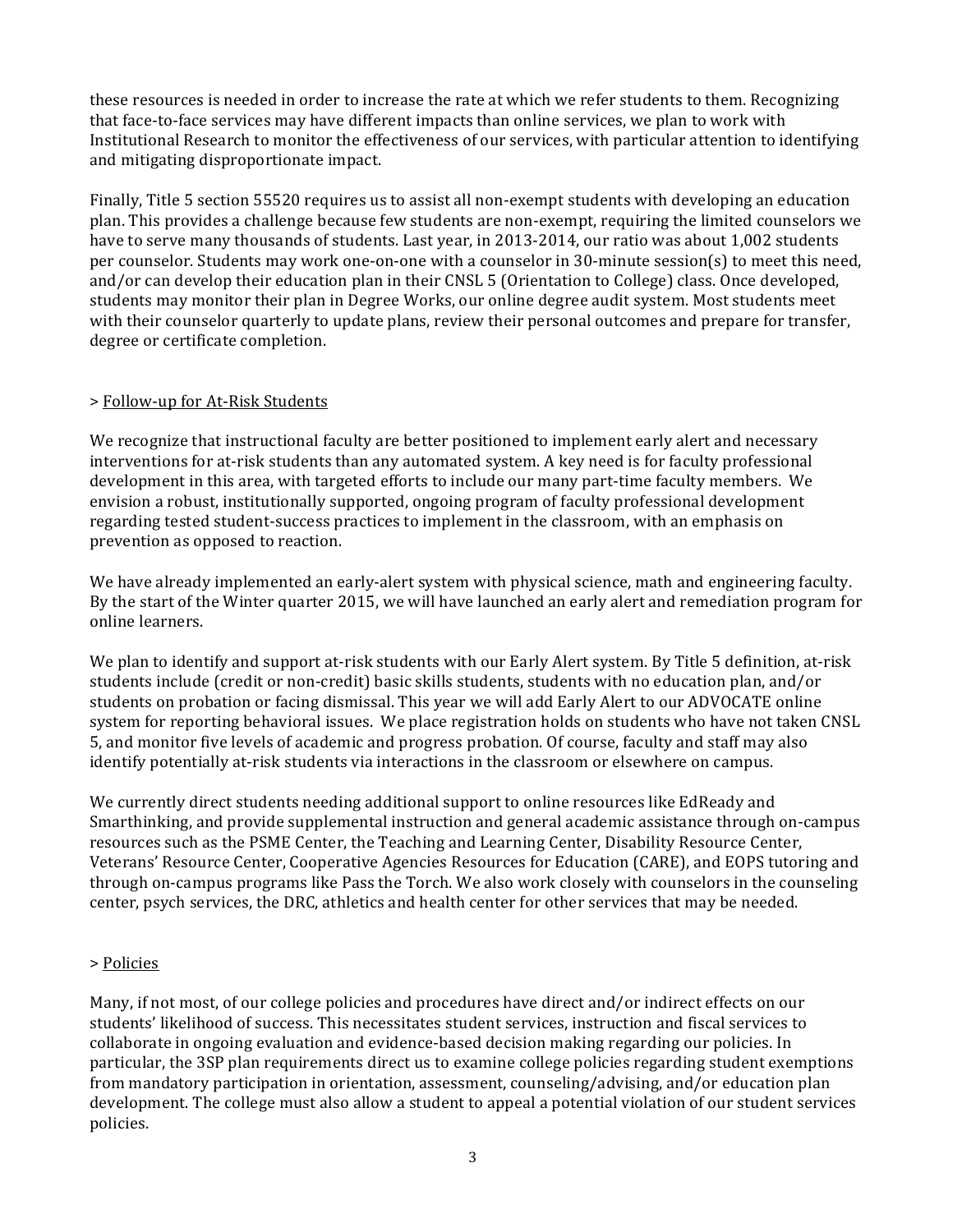these resources is needed in order to increase the rate at which we refer students to them. Recognizing that face-to-face services may have different impacts than online services, we plan to work with Institutional Research to monitor the effectiveness of our services, with particular attention to identifying and mitigating disproportionate impact.

Finally, Title 5 section 55520 requires us to assist all non-exempt students with developing an education plan. This provides a challenge because few students are non-exempt, requiring the limited counselors we have to serve many thousands of students. Last year, in 2013-2014, our ratio was about 1,002 students per counselor. Students may work one-on-one with a counselor in 30-minute session(s) to meet this need, and/or can develop their education plan in their CNSL 5 (Orientation to College) class. Once developed, students may monitor their plan in Degree Works, our online degree audit system. Most students meet with their counselor quarterly to update plans, review their personal outcomes and prepare for transfer, degree or certificate completion.

> Follow-up for At-Risk Students

We recognize that instructional faculty are better positioned to implement early alert and necessary interventions for at-risk students than any automated system. A key need is for faculty professional development in this area, with targeted efforts to include our many part-time faculty members. We envision a robust, institutionally supported, ongoing program of faculty professional development regarding tested student-success practices to implement in the classroom, with an emphasis on prevention as opposed to reaction.

We have already implemented an early-alert system with physical science, math and engineering faculty. By the start of the Winter quarter 2015, we will have launched an early alert and remediation program for online learners.

We plan to identify and support at-risk students with our Early Alert system. By Title 5 definition, at-risk students include (credit or non-credit) basic skills students, students with no education plan, and/or students on probation or facing dismissal. This year we will add Early Alert to our ADVOCATE online system for reporting behavioral issues. We place registration holds on students who have not taken CNSL 5, and monitor five levels of academic and progress probation. Of course, faculty and staff may also identify potentially at-risk students via interactions in the classroom or elsewhere on campus.

We currently direct students needing additional support to online resources like EdReady and Smarthinking, and provide supplemental instruction and general academic assistance through on-campus resources such as the PSME Center, the Teaching and Learning Center, Disability Resource Center, Veterans' Resource Center, Cooperative Agencies Resources for Education (CARE), and EOPS tutoring and through on-campus programs like Pass the Torch. We also work closely with counselors in the counseling center, psych services, the DRC, athletics and health center for other services that may be needed.

> Policies

Many, if not most, of our college policies and procedures have direct and/or indirect effects on our students' likelihood of success. This necessitates student services, instruction and fiscal services to collaborate in ongoing evaluation and evidence-based decision making regarding our policies. In particular, the 3SP plan requirements direct us to examine college policies regarding student exemptions from mandatory participation in orientation, assessment, counseling/advising, and/or education plan development. The college must also allow a student to appeal a potential violation of our student services policies.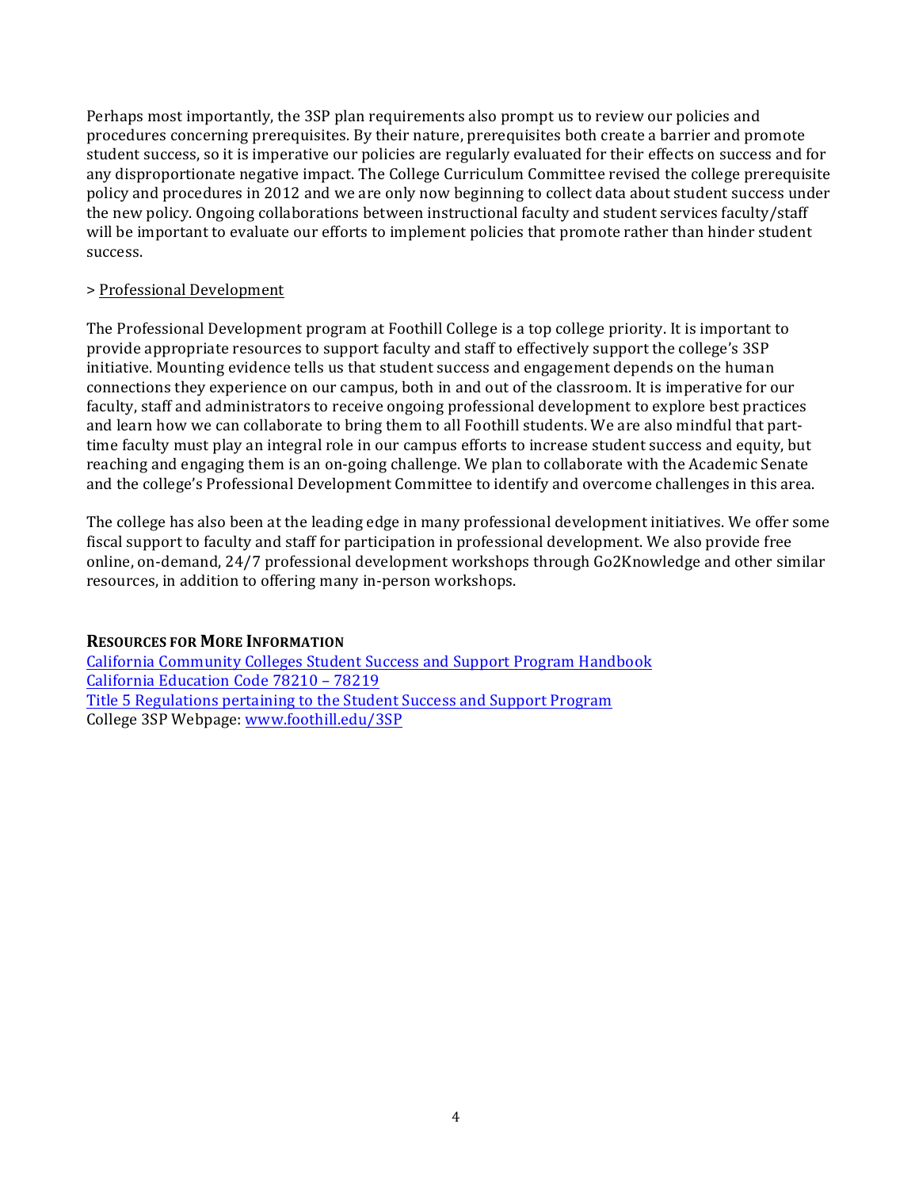Perhaps most importantly, the 3SP plan requirements also prompt us to review our policies and procedures concerning prerequisites. By their nature, prerequisites both create a barrier and promote student success, so it is imperative our policies are regularly evaluated for their effects on success and for any disproportionate negative impact. The College Curriculum Committee revised the college prerequisite policy and procedures in 2012 and we are only now beginning to collect data about student success under the new policy. Ongoing collaborations between instructional faculty and student services faculty/staff will be important to evaluate our efforts to implement policies that promote rather than hinder student success.

> Professional Development

The Professional Development program at Foothill College is a top college priority. It is important to provide appropriate resources to support faculty and staff to effectively support the college's 3SP initiative. Mounting evidence tells us that student success and engagement depends on the human connections they experience on our campus, both in and out of the classroom. It is imperative for our faculty, staff and administrators to receive ongoing professional development to explore best practices and learn how we can collaborate to bring them to all Foothill students. We are also mindful that part-time faculty must play an integral role in our campus efforts to increase student success and equity, but reaching and engaging them is an on-going challenge. We plan to collaborate with the Academic Senate and the college's Professional Development Committee to identify and overcome challenges in this area.

The college has also been at the leading edge in many professional development initiatives. We offer some fiscal support to faculty and staff for participation in professional development. We also provide free online, on-demand, 24/7 professional development workshops through Go2Knowledge and other similar resources, in addition to offering many in-person workshops.

**RESOURCES FOR MORE INFORMATION**

California Community Colleges Student Success and Support Program Handbook
California Education Code 78210 – 78219
Title 5 Regulations pertaining to the Student Success and Support Program
College 3SP Webpage: www.foothill.edu/3SP